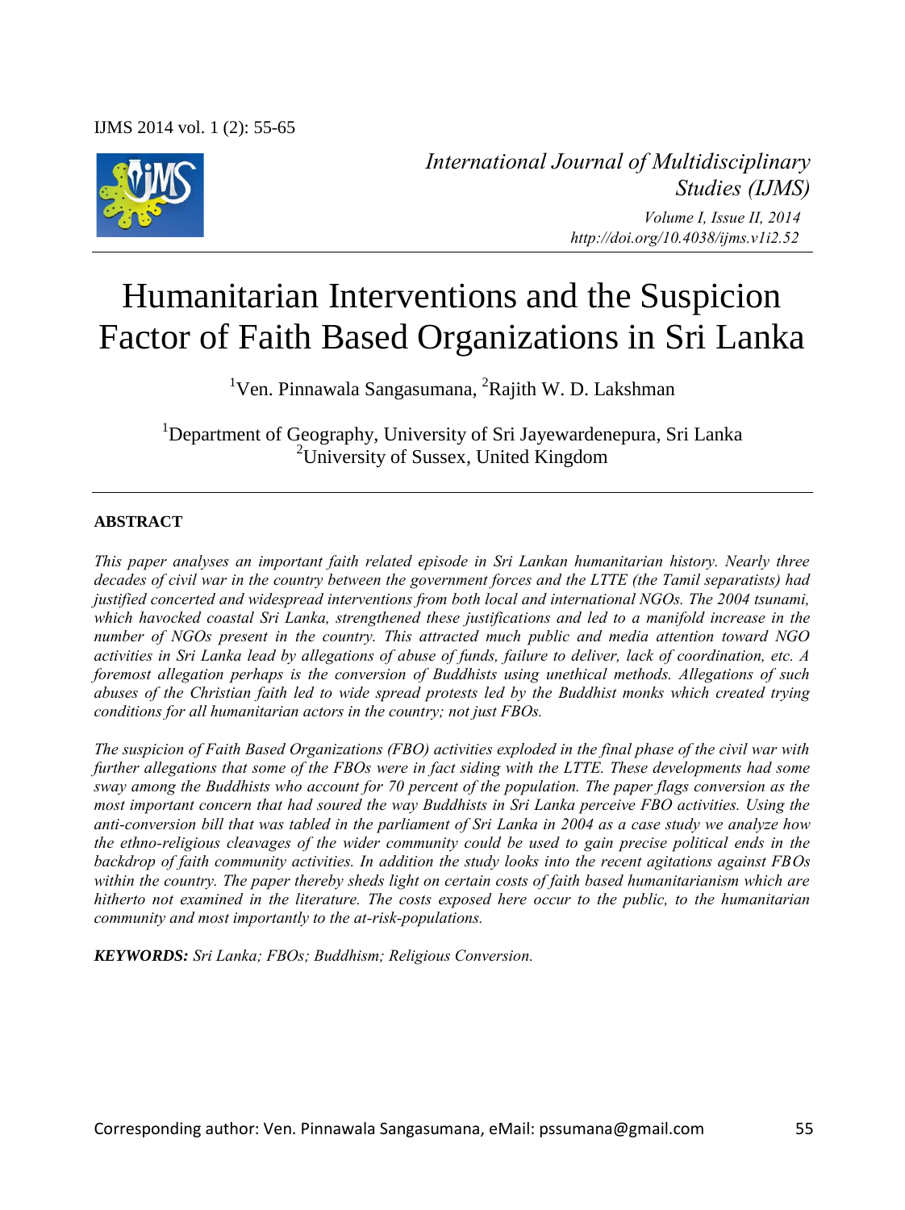*International Journal of Multidisciplinary Studies (IJMS)*

*Volume I, Issue II, 2014*

*http://doi.org/10.4038/ijms.v1i2.52*

# Humanitarian Interventions and the Suspicion Factor of Faith Based Organizations in Sri Lanka

[1]Ven. Pinnawala Sangasumana, [2]Rajith W. D. Lakshman

[1]Department of Geography, University of Sri Jayewardenepura, Sri Lanka
[2]University of Sussex, United Kingdom

## ABSTRACT

*This paper analyses an important faith related episode in Sri Lankan humanitarian history. Nearly three decades of civil war in the country between the government forces and the LTTE (the Tamil separatists) had justified concerted and widespread interventions from both local and international NGOs. The 2004 tsunami, which havocked coastal Sri Lanka, strengthened these justifications and led to a manifold increase in the number of NGOs present in the country. This attracted much public and media attention toward NGO activities in Sri Lanka lead by allegations of abuse of funds, failure to deliver, lack of coordination, etc. A foremost allegation perhaps is the conversion of Buddhists using unethical methods. Allegations of such abuses of the Christian faith led to wide spread protests led by the Buddhist monks which created trying conditions for all humanitarian actors in the country; not just FBOs.*

*The suspicion of Faith Based Organizations (FBO) activities exploded in the final phase of the civil war with further allegations that some of the FBOs were in fact siding with the LTTE. These developments had some sway among the Buddhists who account for 70 percent of the population. The paper flags conversion as the most important concern that had soured the way Buddhists in Sri Lanka perceive FBO activities. Using the anti-conversion bill that was tabled in the parliament of Sri Lanka in 2004 as a case study we analyze how the ethno-religious cleavages of the wider community could be used to gain precise political ends in the backdrop of faith community activities. In addition the study looks into the recent agitations against FBOs within the country. The paper thereby sheds light on certain costs of faith based humanitarianism which are hitherto not examined in the literature. The costs exposed here occur to the public, to the humanitarian community and most importantly to the at-risk-populations.*

***KEYWORDS:*** *Sri Lanka; FBOs; Buddhism; Religious Conversion.*

Corresponding author: Ven. Pinnawala Sangasumana, eMail: pssumana@gmail.com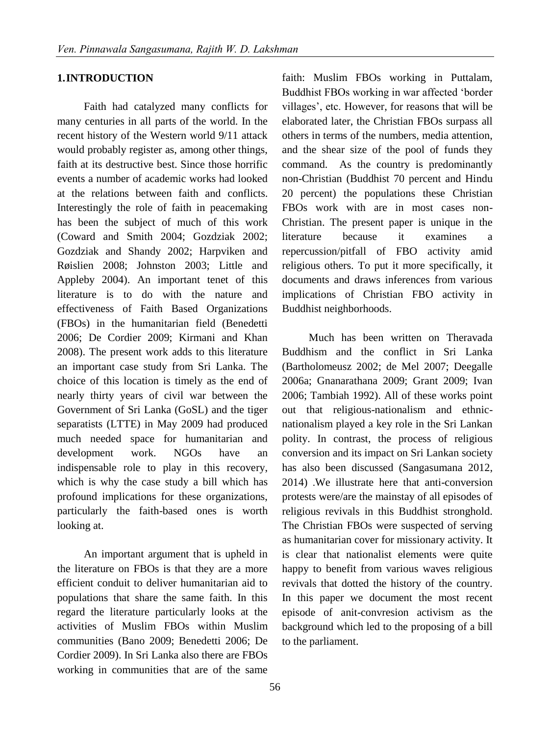## 1. INTRODUCTION

Faith had catalyzed many conflicts for many centuries in all parts of the world. In the recent history of the Western world 9/11 attack would probably register as, among other things, faith at its destructive best. Since those horrific events a number of academic works had looked at the relations between faith and conflicts. Interestingly the role of faith in peacemaking has been the subject of much of this work (Coward and Smith 2004; Gozdziak 2002; Gozdziak and Shandy 2002; Harpviken and Røislien 2008; Johnston 2003; Little and Appleby 2004). An important tenet of this literature is to do with the nature and effectiveness of Faith Based Organizations (FBOs) in the humanitarian field (Benedetti 2006; De Cordier 2009; Kirmani and Khan 2008). The present work adds to this literature an important case study from Sri Lanka. The choice of this location is timely as the end of nearly thirty years of civil war between the Government of Sri Lanka (GoSL) and the tiger separatists (LTTE) in May 2009 had produced much needed space for humanitarian and development work. NGOs have an indispensable role to play in this recovery, which is why the case study a bill which has profound implications for these organizations, particularly the faith-based ones is worth looking at.

An important argument that is upheld in the literature on FBOs is that they are a more efficient conduit to deliver humanitarian aid to populations that share the same faith. In this regard the literature particularly looks at the activities of Muslim FBOs within Muslim communities (Bano 2009; Benedetti 2006; De Cordier 2009). In Sri Lanka also there are FBOs working in communities that are of the same faith: Muslim FBOs working in Puttalam, Buddhist FBOs working in war affected 'border villages', etc. However, for reasons that will be elaborated later, the Christian FBOs surpass all others in terms of the numbers, media attention, and the shear size of the pool of funds they command. As the country is predominantly non-Christian (Buddhist 70 percent and Hindu 20 percent) the populations these Christian FBOs work with are in most cases non-Christian. The present paper is unique in the literature because it examines a repercussion/pitfall of FBO activity amid religious others. To put it more specifically, it documents and draws inferences from various implications of Christian FBO activity in Buddhist neighborhoods.

Much has been written on Theravada Buddhism and the conflict in Sri Lanka (Bartholomeusz 2002; de Mel 2007; Deegalle 2006a; Gnanarathana 2009; Grant 2009; Ivan 2006; Tambiah 1992). All of these works point out that religious-nationalism and ethnic-nationalism played a key role in the Sri Lankan polity. In contrast, the process of religious conversion and its impact on Sri Lankan society has also been discussed (Sangasumana 2012, 2014) .We illustrate here that anti-conversion protests were/are the mainstay of all episodes of religious revivals in this Buddhist stronghold. The Christian FBOs were suspected of serving as humanitarian cover for missionary activity. It is clear that nationalist elements were quite happy to benefit from various waves religious revivals that dotted the history of the country. In this paper we document the most recent episode of anit-convresion activism as the background which led to the proposing of a bill to the parliament.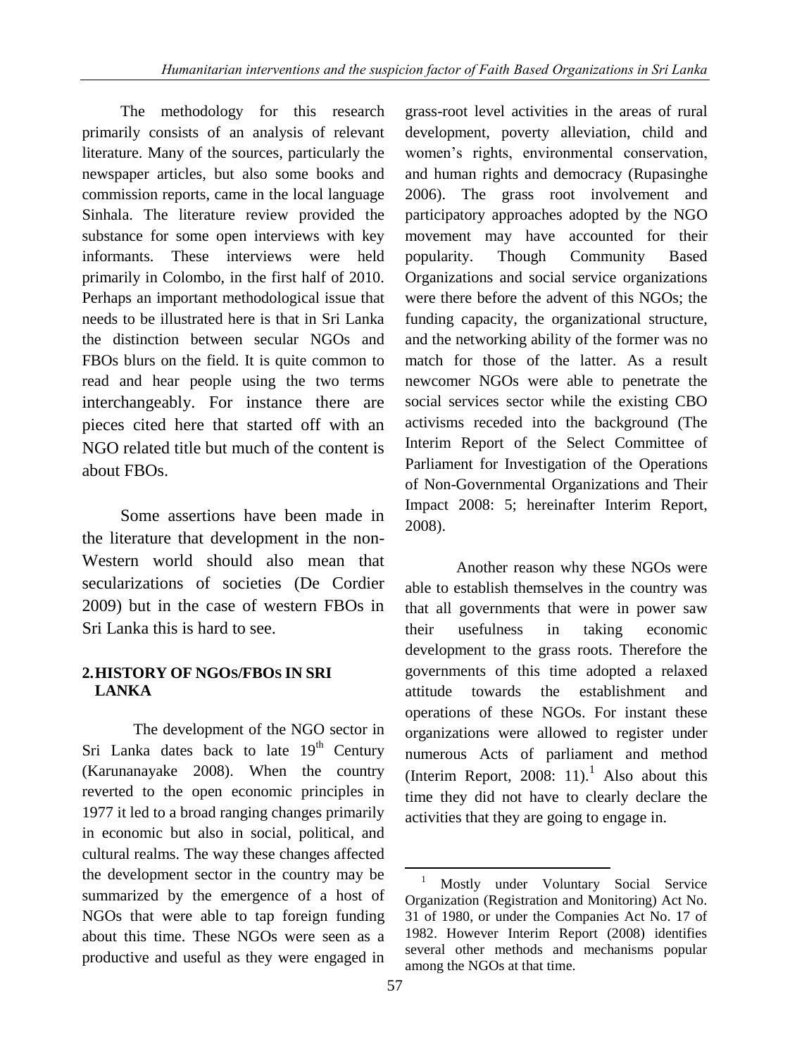The methodology for this research primarily consists of an analysis of relevant literature. Many of the sources, particularly the newspaper articles, but also some books and commission reports, came in the local language Sinhala. The literature review provided the substance for some open interviews with key informants. These interviews were held primarily in Colombo, in the first half of 2010. Perhaps an important methodological issue that needs to be illustrated here is that in Sri Lanka the distinction between secular NGOs and FBOs blurs on the field. It is quite common to read and hear people using the two terms interchangeably. For instance there are pieces cited here that started off with an NGO related title but much of the content is about FBOs.

Some assertions have been made in the literature that development in the non-Western world should also mean that secularizations of societies (De Cordier 2009) but in the case of western FBOs in Sri Lanka this is hard to see.

## 2. HISTORY OF NGOS/FBOS IN SRI LANKA

The development of the NGO sector in Sri Lanka dates back to late 19th Century (Karunanayake 2008). When the country reverted to the open economic principles in 1977 it led to a broad ranging changes primarily in economic but also in social, political, and cultural realms. The way these changes affected the development sector in the country may be summarized by the emergence of a host of NGOs that were able to tap foreign funding about this time. These NGOs were seen as a productive and useful as they were engaged in grass-root level activities in the areas of rural development, poverty alleviation, child and women's rights, environmental conservation, and human rights and democracy (Rupasinghe 2006). The grass root involvement and participatory approaches adopted by the NGO movement may have accounted for their popularity. Though Community Based Organizations and social service organizations were there before the advent of this NGOs; the funding capacity, the organizational structure, and the networking ability of the former was no match for those of the latter. As a result newcomer NGOs were able to penetrate the social services sector while the existing CBO activisms receded into the background (The Interim Report of the Select Committee of Parliament for Investigation of the Operations of Non-Governmental Organizations and Their Impact 2008: 5; hereinafter Interim Report, 2008).

Another reason why these NGOs were able to establish themselves in the country was that all governments that were in power saw their usefulness in taking economic development to the grass roots. Therefore the governments of this time adopted a relaxed attitude towards the establishment and operations of these NGOs. For instant these organizations were allowed to register under numerous Acts of parliament and method (Interim Report, 2008: 11).[1] Also about this time they did not have to clearly declare the activities that they are going to engage in.

[1] Mostly under Voluntary Social Service Organization (Registration and Monitoring) Act No. 31 of 1980, or under the Companies Act No. 17 of 1982. However Interim Report (2008) identifies several other methods and mechanisms popular among the NGOs at that time.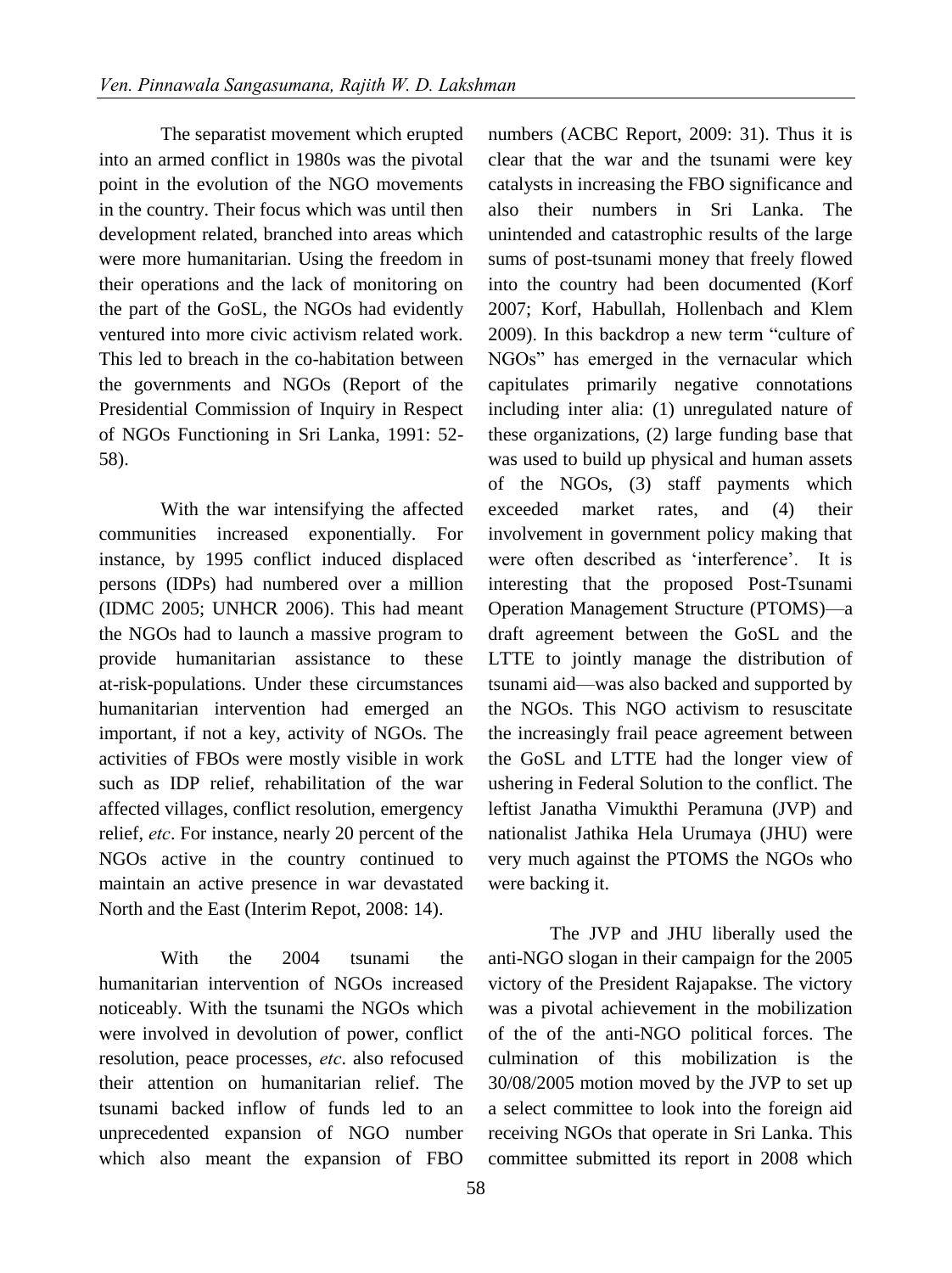The separatist movement which erupted into an armed conflict in 1980s was the pivotal point in the evolution of the NGO movements in the country. Their focus which was until then development related, branched into areas which were more humanitarian. Using the freedom in their operations and the lack of monitoring on the part of the GoSL, the NGOs had evidently ventured into more civic activism related work. This led to breach in the co-habitation between the governments and NGOs (Report of the Presidential Commission of Inquiry in Respect of NGOs Functioning in Sri Lanka, 1991: 52-58).

With the war intensifying the affected communities increased exponentially. For instance, by 1995 conflict induced displaced persons (IDPs) had numbered over a million (IDMC 2005; UNHCR 2006). This had meant the NGOs had to launch a massive program to provide humanitarian assistance to these at-risk-populations. Under these circumstances humanitarian intervention had emerged an important, if not a key, activity of NGOs. The activities of FBOs were mostly visible in work such as IDP relief, rehabilitation of the war affected villages, conflict resolution, emergency relief, *etc*. For instance, nearly 20 percent of the NGOs active in the country continued to maintain an active presence in war devastated North and the East (Interim Repot, 2008: 14).

With the 2004 tsunami the humanitarian intervention of NGOs increased noticeably. With the tsunami the NGOs which were involved in devolution of power, conflict resolution, peace processes, *etc*. also refocused their attention on humanitarian relief. The tsunami backed inflow of funds led to an unprecedented expansion of NGO number which also meant the expansion of FBO numbers (ACBC Report, 2009: 31). Thus it is clear that the war and the tsunami were key catalysts in increasing the FBO significance and also their numbers in Sri Lanka. The unintended and catastrophic results of the large sums of post-tsunami money that freely flowed into the country had been documented (Korf 2007; Korf, Habullah, Hollenbach and Klem 2009). In this backdrop a new term "culture of NGOs" has emerged in the vernacular which capitulates primarily negative connotations including inter alia: (1) unregulated nature of these organizations, (2) large funding base that was used to build up physical and human assets of the NGOs, (3) staff payments which exceeded market rates, and (4) their involvement in government policy making that were often described as 'interference'. It is interesting that the proposed Post-Tsunami Operation Management Structure (PTOMS)—a draft agreement between the GoSL and the LTTE to jointly manage the distribution of tsunami aid—was also backed and supported by the NGOs. This NGO activism to resuscitate the increasingly frail peace agreement between the GoSL and LTTE had the longer view of ushering in Federal Solution to the conflict. The leftist Janatha Vimukthi Peramuna (JVP) and nationalist Jathika Hela Urumaya (JHU) were very much against the PTOMS the NGOs who were backing it.

The JVP and JHU liberally used the anti-NGO slogan in their campaign for the 2005 victory of the President Rajapakse. The victory was a pivotal achievement in the mobilization of the of the anti-NGO political forces. The culmination of this mobilization is the 30/08/2005 motion moved by the JVP to set up a select committee to look into the foreign aid receiving NGOs that operate in Sri Lanka. This committee submitted its report in 2008 which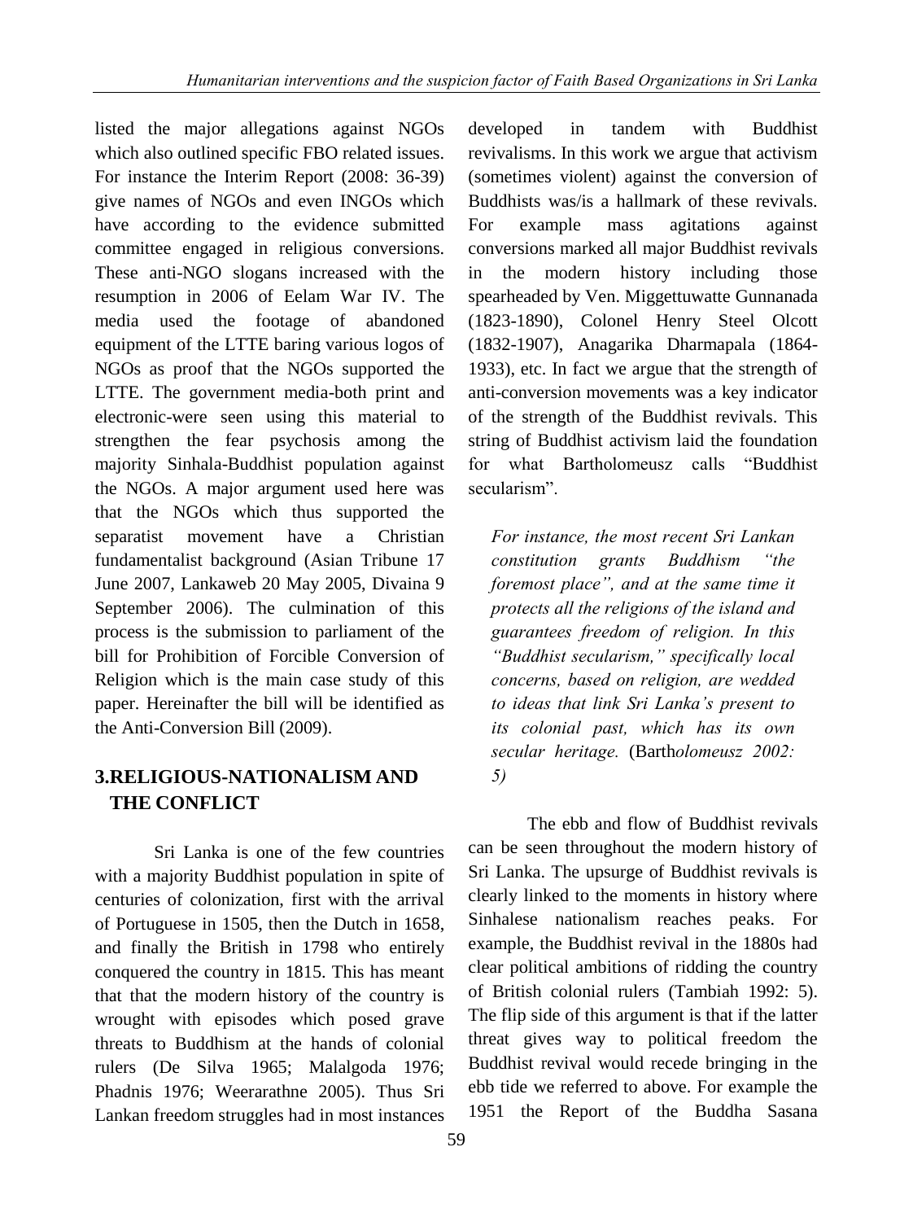listed the major allegations against NGOs which also outlined specific FBO related issues. For instance the Interim Report (2008: 36-39) give names of NGOs and even INGOs which have according to the evidence submitted committee engaged in religious conversions. These anti-NGO slogans increased with the resumption in 2006 of Eelam War IV. The media used the footage of abandoned equipment of the LTTE baring various logos of NGOs as proof that the NGOs supported the LTTE. The government media-both print and electronic-were seen using this material to strengthen the fear psychosis among the majority Sinhala-Buddhist population against the NGOs. A major argument used here was that the NGOs which thus supported the separatist movement have a Christian fundamentalist background (Asian Tribune 17 June 2007, Lankaweb 20 May 2005, Divaina 9 September 2006). The culmination of this process is the submission to parliament of the bill for Prohibition of Forcible Conversion of Religion which is the main case study of this paper. Hereinafter the bill will be identified as the Anti-Conversion Bill (2009).

## 3.RELIGIOUS-NATIONALISM AND THE CONFLICT

Sri Lanka is one of the few countries with a majority Buddhist population in spite of centuries of colonization, first with the arrival of Portuguese in 1505, then the Dutch in 1658, and finally the British in 1798 who entirely conquered the country in 1815. This has meant that that the modern history of the country is wrought with episodes which posed grave threats to Buddhism at the hands of colonial rulers (De Silva 1965; Malalgoda 1976; Phadnis 1976; Weerarathne 2005). Thus Sri Lankan freedom struggles had in most instances developed in tandem with Buddhist revivalisms. In this work we argue that activism (sometimes violent) against the conversion of Buddhists was/is a hallmark of these revivals. For example mass agitations against conversions marked all major Buddhist revivals in the modern history including those spearheaded by Ven. Miggettuwatte Gunnanada (1823-1890), Colonel Henry Steel Olcott (1832-1907), Anagarika Dharmapala (1864-1933), etc. In fact we argue that the strength of anti-conversion movements was a key indicator of the strength of the Buddhist revivals. This string of Buddhist activism laid the foundation for what Bartholomeusz calls "Buddhist secularism".

> *For instance, the most recent Sri Lankan constitution grants Buddhism "the foremost place", and at the same time it protects all the religions of the island and guarantees freedom of religion. In this "Buddhist secularism," specifically local concerns, based on religion, are wedded to ideas that link Sri Lanka's present to its colonial past, which has its own secular heritage.* (Barth*olomeusz 2002: 5)*

The ebb and flow of Buddhist revivals can be seen throughout the modern history of Sri Lanka. The upsurge of Buddhist revivals is clearly linked to the moments in history where Sinhalese nationalism reaches peaks. For example, the Buddhist revival in the 1880s had clear political ambitions of ridding the country of British colonial rulers (Tambiah 1992: 5). The flip side of this argument is that if the latter threat gives way to political freedom the Buddhist revival would recede bringing in the ebb tide we referred to above. For example the 1951 the Report of the Buddha Sasana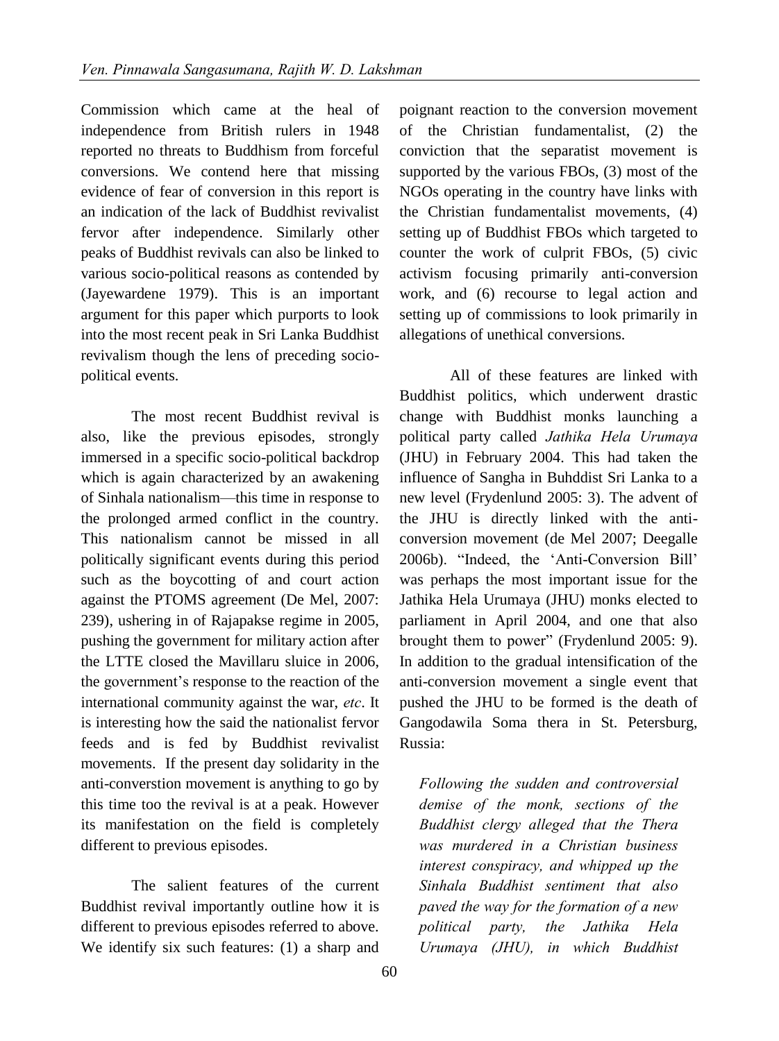Commission which came at the heal of independence from British rulers in 1948 reported no threats to Buddhism from forceful conversions. We contend here that missing evidence of fear of conversion in this report is an indication of the lack of Buddhist revivalist fervor after independence. Similarly other peaks of Buddhist revivals can also be linked to various socio-political reasons as contended by (Jayewardene 1979). This is an important argument for this paper which purports to look into the most recent peak in Sri Lanka Buddhist revivalism though the lens of preceding socio-political events.

The most recent Buddhist revival is also, like the previous episodes, strongly immersed in a specific socio-political backdrop which is again characterized by an awakening of Sinhala nationalism—this time in response to the prolonged armed conflict in the country. This nationalism cannot be missed in all politically significant events during this period such as the boycotting of and court action against the PTOMS agreement (De Mel, 2007: 239), ushering in of Rajapakse regime in 2005, pushing the government for military action after the LTTE closed the Mavillaru sluice in 2006, the government's response to the reaction of the international community against the war, *etc*. It is interesting how the said the nationalist fervor feeds and is fed by Buddhist revivalist movements. If the present day solidarity in the anti-converstion movement is anything to go by this time too the revival is at a peak. However its manifestation on the field is completely different to previous episodes.

The salient features of the current Buddhist revival importantly outline how it is different to previous episodes referred to above. We identify six such features: (1) a sharp and poignant reaction to the conversion movement of the Christian fundamentalist, (2) the conviction that the separatist movement is supported by the various FBOs, (3) most of the NGOs operating in the country have links with the Christian fundamentalist movements, (4) setting up of Buddhist FBOs which targeted to counter the work of culprit FBOs, (5) civic activism focusing primarily anti-conversion work, and (6) recourse to legal action and setting up of commissions to look primarily in allegations of unethical conversions.

All of these features are linked with Buddhist politics, which underwent drastic change with Buddhist monks launching a political party called *Jathika Hela Urumaya* (JHU) in February 2004. This had taken the influence of Sangha in Buhddist Sri Lanka to a new level (Frydenlund 2005: 3). The advent of the JHU is directly linked with the anti-conversion movement (de Mel 2007; Deegalle 2006b). "Indeed, the 'Anti-Conversion Bill' was perhaps the most important issue for the Jathika Hela Urumaya (JHU) monks elected to parliament in April 2004, and one that also brought them to power" (Frydenlund 2005: 9). In addition to the gradual intensification of the anti-conversion movement a single event that pushed the JHU to be formed is the death of Gangodawila Soma thera in St. Petersburg, Russia:

> *Following the sudden and controversial demise of the monk, sections of the Buddhist clergy alleged that the Thera was murdered in a Christian business interest conspiracy, and whipped up the Sinhala Buddhist sentiment that also paved the way for the formation of a new political party, the Jathika Hela Urumaya (JHU), in which Buddhist*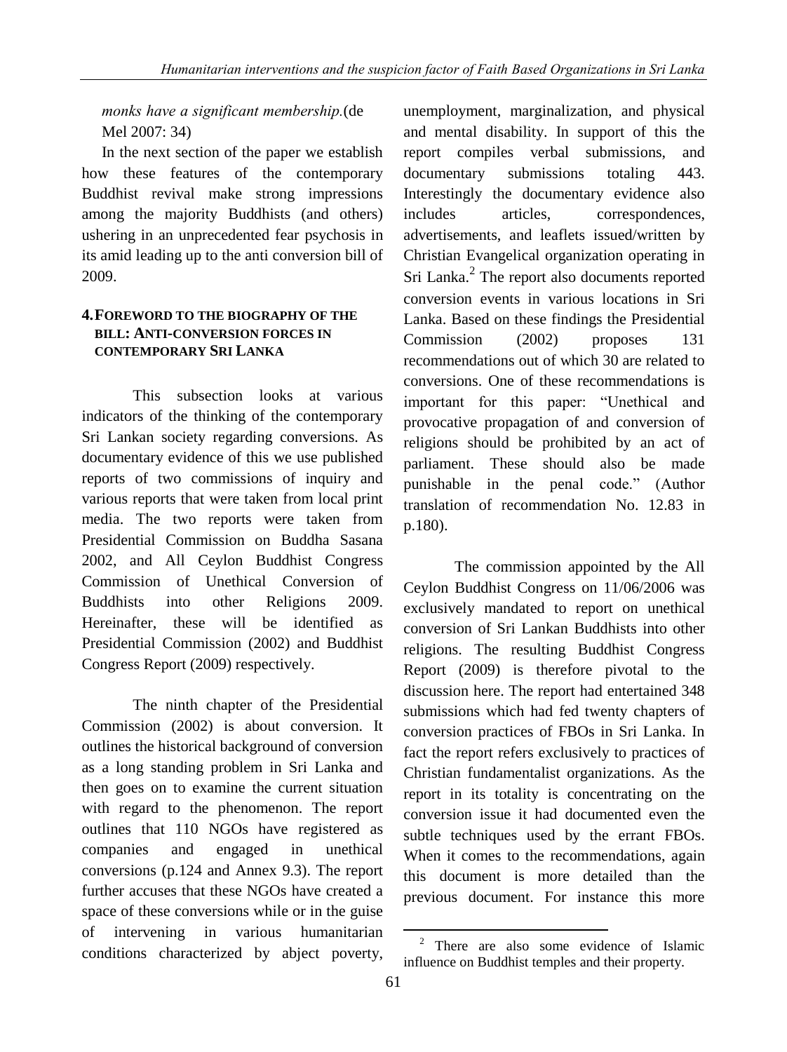*monks have a significant membership.*(de Mel 2007: 34)

In the next section of the paper we establish how these features of the contemporary Buddhist revival make strong impressions among the majority Buddhists (and others) ushering in an unprecedented fear psychosis in its amid leading up to the anti conversion bill of 2009.

## 4. FOREWORD TO THE BIOGRAPHY OF THE BILL: ANTI-CONVERSION FORCES IN CONTEMPORARY SRI LANKA

This subsection looks at various indicators of the thinking of the contemporary Sri Lankan society regarding conversions. As documentary evidence of this we use published reports of two commissions of inquiry and various reports that were taken from local print media. The two reports were taken from Presidential Commission on Buddha Sasana 2002, and All Ceylon Buddhist Congress Commission of Unethical Conversion of Buddhists into other Religions 2009. Hereinafter, these will be identified as Presidential Commission (2002) and Buddhist Congress Report (2009) respectively.

The ninth chapter of the Presidential Commission (2002) is about conversion. It outlines the historical background of conversion as a long standing problem in Sri Lanka and then goes on to examine the current situation with regard to the phenomenon. The report outlines that 110 NGOs have registered as companies and engaged in unethical conversions (p.124 and Annex 9.3). The report further accuses that these NGOs have created a space of these conversions while or in the guise of intervening in various humanitarian conditions characterized by abject poverty, unemployment, marginalization, and physical and mental disability. In support of this the report compiles verbal submissions, and documentary submissions totaling 443. Interestingly the documentary evidence also includes articles, correspondences, advertisements, and leaflets issued/written by Christian Evangelical organization operating in Sri Lanka.[2] The report also documents reported conversion events in various locations in Sri Lanka. Based on these findings the Presidential Commission (2002) proposes 131 recommendations out of which 30 are related to conversions. One of these recommendations is important for this paper: "Unethical and provocative propagation of and conversion of religions should be prohibited by an act of parliament. These should also be made punishable in the penal code." (Author translation of recommendation No. 12.83 in p.180).

The commission appointed by the All Ceylon Buddhist Congress on 11/06/2006 was exclusively mandated to report on unethical conversion of Sri Lankan Buddhists into other religions. The resulting Buddhist Congress Report (2009) is therefore pivotal to the discussion here. The report had entertained 348 submissions which had fed twenty chapters of conversion practices of FBOs in Sri Lanka. In fact the report refers exclusively to practices of Christian fundamentalist organizations. As the report in its totality is concentrating on the conversion issue it had documented even the subtle techniques used by the errant FBOs. When it comes to the recommendations, again this document is more detailed than the previous document. For instance this more

[2] There are also some evidence of Islamic influence on Buddhist temples and their property.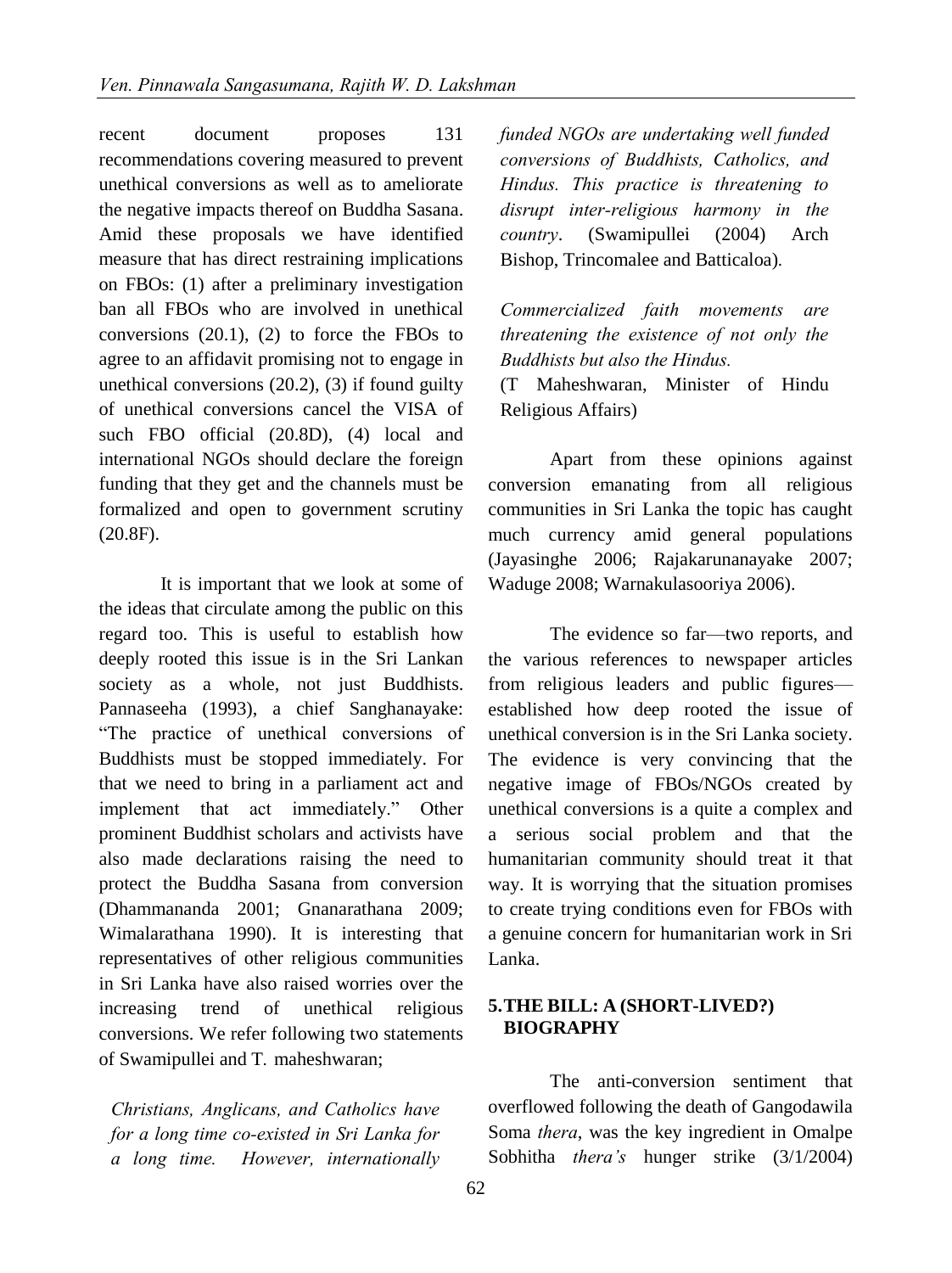recent document proposes 131 recommendations covering measured to prevent unethical conversions as well as to ameliorate the negative impacts thereof on Buddha Sasana. Amid these proposals we have identified measure that has direct restraining implications on FBOs: (1) after a preliminary investigation ban all FBOs who are involved in unethical conversions (20.1), (2) to force the FBOs to agree to an affidavit promising not to engage in unethical conversions (20.2), (3) if found guilty of unethical conversions cancel the VISA of such FBO official (20.8D), (4) local and international NGOs should declare the foreign funding that they get and the channels must be formalized and open to government scrutiny (20.8F).

It is important that we look at some of the ideas that circulate among the public on this regard too. This is useful to establish how deeply rooted this issue is in the Sri Lankan society as a whole, not just Buddhists. Pannaseeha (1993), a chief Sanghanayake: "The practice of unethical conversions of Buddhists must be stopped immediately. For that we need to bring in a parliament act and implement that act immediately." Other prominent Buddhist scholars and activists have also made declarations raising the need to protect the Buddha Sasana from conversion (Dhammananda 2001; Gnanarathana 2009; Wimalarathana 1990). It is interesting that representatives of other religious communities in Sri Lanka have also raised worries over the increasing trend of unethical religious conversions. We refer following two statements of Swamipullei and T. maheshwaran;

> *Christians, Anglicans, and Catholics have for a long time co-existed in Sri Lanka for a long time. However, internationally funded NGOs are undertaking well funded conversions of Buddhists, Catholics, and Hindus. This practice is threatening to disrupt inter-religious harmony in the country*. (Swamipullei (2004) Arch Bishop, Trincomalee and Batticaloa).

> *Commercialized faith movements are threatening the existence of not only the Buddhists but also the Hindus.*
> (T Maheshwaran, Minister of Hindu Religious Affairs)

Apart from these opinions against conversion emanating from all religious communities in Sri Lanka the topic has caught much currency amid general populations (Jayasinghe 2006; Rajakarunanayake 2007; Waduge 2008; Warnakulasooriya 2006).

The evidence so far—two reports, and the various references to newspaper articles from religious leaders and public figures—established how deep rooted the issue of unethical conversion is in the Sri Lanka society. The evidence is very convincing that the negative image of FBOs/NGOs created by unethical conversions is a quite a complex and a serious social problem and that the humanitarian community should treat it that way. It is worrying that the situation promises to create trying conditions even for FBOs with a genuine concern for humanitarian work in Sri Lanka.

## 5. THE BILL: A (SHORT-LIVED?) BIOGRAPHY

The anti-conversion sentiment that overflowed following the death of Gangodawila Soma *thera*, was the key ingredient in Omalpe Sobhitha *thera's* hunger strike (3/1/2004)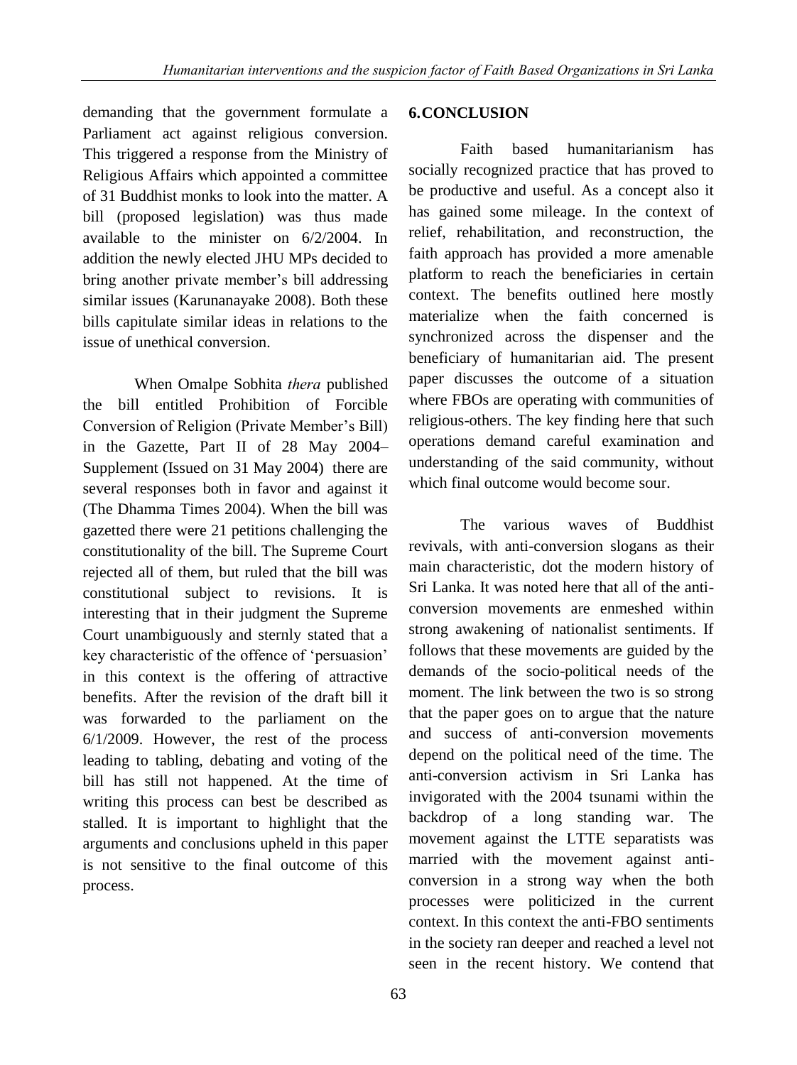demanding that the government formulate a Parliament act against religious conversion. This triggered a response from the Ministry of Religious Affairs which appointed a committee of 31 Buddhist monks to look into the matter. A bill (proposed legislation) was thus made available to the minister on 6/2/2004. In addition the newly elected JHU MPs decided to bring another private member's bill addressing similar issues (Karunanayake 2008). Both these bills capitulate similar ideas in relations to the issue of unethical conversion.

When Omalpe Sobhita *thera* published the bill entitled Prohibition of Forcible Conversion of Religion (Private Member's Bill) in the Gazette, Part II of 28 May 2004– Supplement (Issued on 31 May 2004) there are several responses both in favor and against it (The Dhamma Times 2004). When the bill was gazetted there were 21 petitions challenging the constitutionality of the bill. The Supreme Court rejected all of them, but ruled that the bill was constitutional subject to revisions. It is interesting that in their judgment the Supreme Court unambiguously and sternly stated that a key characteristic of the offence of 'persuasion' in this context is the offering of attractive benefits. After the revision of the draft bill it was forwarded to the parliament on the 6/1/2009. However, the rest of the process leading to tabling, debating and voting of the bill has still not happened. At the time of writing this process can best be described as stalled. It is important to highlight that the arguments and conclusions upheld in this paper is not sensitive to the final outcome of this process.

## 6. CONCLUSION

Faith based humanitarianism has socially recognized practice that has proved to be productive and useful. As a concept also it has gained some mileage. In the context of relief, rehabilitation, and reconstruction, the faith approach has provided a more amenable platform to reach the beneficiaries in certain context. The benefits outlined here mostly materialize when the faith concerned is synchronized across the dispenser and the beneficiary of humanitarian aid. The present paper discusses the outcome of a situation where FBOs are operating with communities of religious-others. The key finding here that such operations demand careful examination and understanding of the said community, without which final outcome would become sour.

The various waves of Buddhist revivals, with anti-conversion slogans as their main characteristic, dot the modern history of Sri Lanka. It was noted here that all of the anti-conversion movements are enmeshed within strong awakening of nationalist sentiments. If follows that these movements are guided by the demands of the socio-political needs of the moment. The link between the two is so strong that the paper goes on to argue that the nature and success of anti-conversion movements depend on the political need of the time. The anti-conversion activism in Sri Lanka has invigorated with the 2004 tsunami within the backdrop of a long standing war. The movement against the LTTE separatists was married with the movement against anti-conversion in a strong way when the both processes were politicized in the current context. In this context the anti-FBO sentiments in the society ran deeper and reached a level not seen in the recent history. We contend that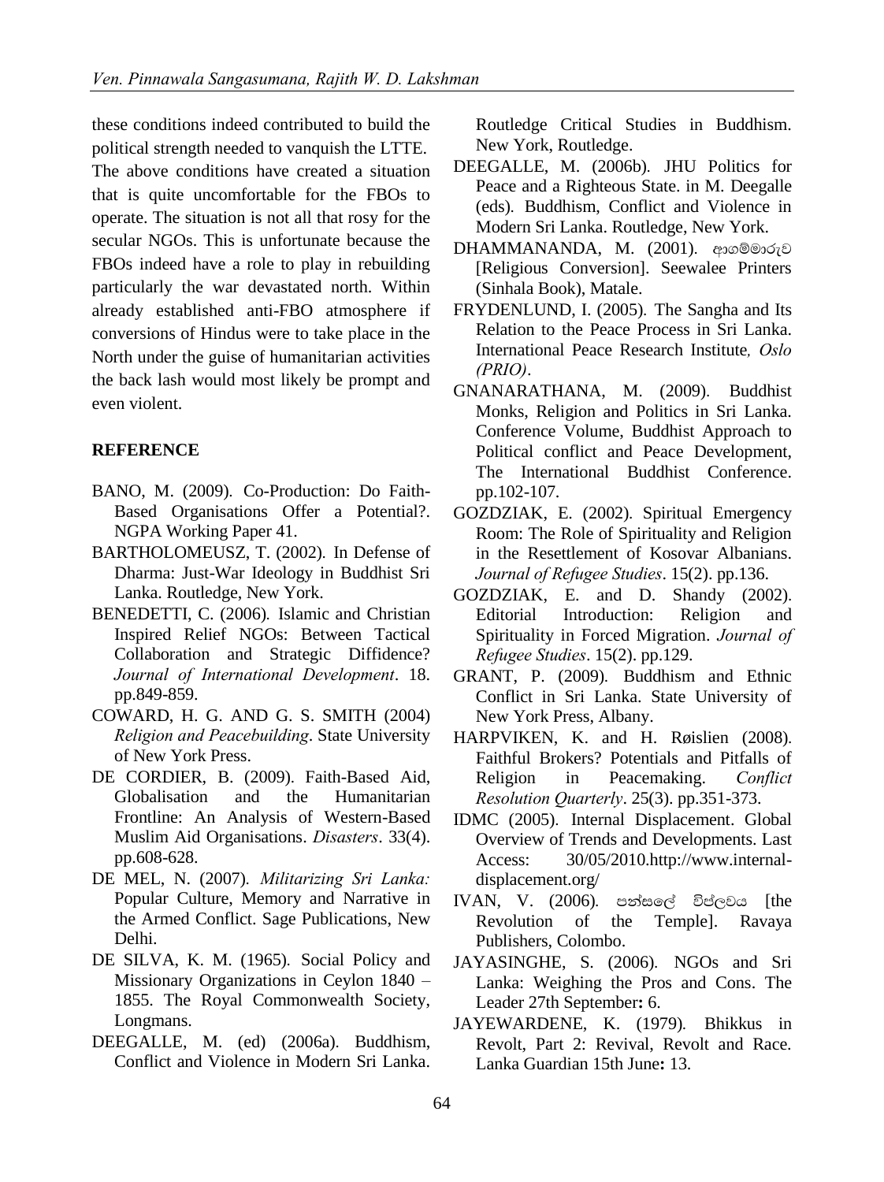these conditions indeed contributed to build the political strength needed to vanquish the LTTE. The above conditions have created a situation that is quite uncomfortable for the FBOs to operate. The situation is not all that rosy for the secular NGOs. This is unfortunate because the FBOs indeed have a role to play in rebuilding particularly the war devastated north. Within already established anti-FBO atmosphere if conversions of Hindus were to take place in the North under the guise of humanitarian activities the back lash would most likely be prompt and even violent.

## REFERENCE

BANO, M. (2009). Co-Production: Do Faith-Based Organisations Offer a Potential?. NGPA Working Paper 41.

BARTHOLOMEUSZ, T. (2002). In Defense of Dharma: Just-War Ideology in Buddhist Sri Lanka. Routledge, New York.

BENEDETTI, C. (2006). Islamic and Christian Inspired Relief NGOs: Between Tactical Collaboration and Strategic Diffidence? *Journal of International Development*. 18. pp.849-859.

COWARD, H. G. AND G. S. SMITH (2004) *Religion and Peacebuilding*. State University of New York Press.

DE CORDIER, B. (2009). Faith-Based Aid, Globalisation and the Humanitarian Frontline: An Analysis of Western-Based Muslim Aid Organisations. *Disasters*. 33(4). pp.608-628.

DE MEL, N. (2007). *Militarizing Sri Lanka:* Popular Culture, Memory and Narrative in the Armed Conflict. Sage Publications, New Delhi.

DE SILVA, K. M. (1965). Social Policy and Missionary Organizations in Ceylon 1840 – 1855. The Royal Commonwealth Society, Longmans.

DEEGALLE, M. (ed) (2006a). Buddhism, Conflict and Violence in Modern Sri Lanka. Routledge Critical Studies in Buddhism. New York, Routledge.

DEEGALLE, M. (2006b). JHU Politics for Peace and a Righteous State. in M. Deegalle (eds). Buddhism, Conflict and Violence in Modern Sri Lanka. Routledge, New York.

DHAMMANANDA, M. (2001). ආගම්මාරුව [Religious Conversion]. Seewalee Printers (Sinhala Book), Matale.

FRYDENLUND, I. (2005). The Sangha and Its Relation to the Peace Process in Sri Lanka. International Peace Research Institute*, Oslo (PRIO)*.

GNANARATHANA, M. (2009). Buddhist Monks, Religion and Politics in Sri Lanka. Conference Volume, Buddhist Approach to Political conflict and Peace Development, The International Buddhist Conference. pp.102-107.

GOZDZIAK, E. (2002). Spiritual Emergency Room: The Role of Spirituality and Religion in the Resettlement of Kosovar Albanians. *Journal of Refugee Studies*. 15(2). pp.136.

GOZDZIAK, E. and D. Shandy (2002). Editorial Introduction: Religion and Spirituality in Forced Migration. *Journal of Refugee Studies*. 15(2). pp.129.

GRANT, P. (2009). Buddhism and Ethnic Conflict in Sri Lanka. State University of New York Press, Albany.

HARPVIKEN, K. and H. Røislien (2008). Faithful Brokers? Potentials and Pitfalls of Religion in Peacemaking. *Conflict Resolution Quarterly*. 25(3). pp.351-373.

IDMC (2005). Internal Displacement. Global Overview of Trends and Developments. Last Access: 30/05/2010.http://www.internal-displacement.org/

IVAN, V. (2006). පන්සලේ විප්ලවය [the Revolution of the Temple]. Ravaya Publishers, Colombo.

JAYASINGHE, S. (2006). NGOs and Sri Lanka: Weighing the Pros and Cons. The Leader 27th September**:** 6.

JAYEWARDENE, K. (1979). Bhikkus in Revolt, Part 2: Revival, Revolt and Race. Lanka Guardian 15th June**:** 13.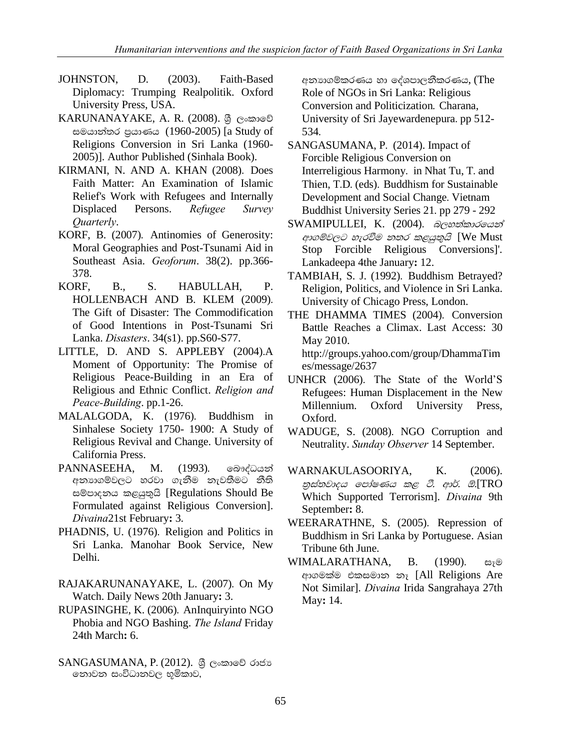JOHNSTON, D. (2003). Faith-Based Diplomacy: Trumping Realpolitik. Oxford University Press, USA.

KARUNANAYAKE, A. R. (2008). ශ්‍රී ලංකාවේ සමයාන්තර ප්‍රයාණය (1960-2005) [a Study of Religions Conversion in Sri Lanka (1960-2005)]. Author Published (Sinhala Book).

KIRMANI, N. AND A. KHAN (2008). Does Faith Matter: An Examination of Islamic Relief's Work with Refugees and Internally Displaced Persons. *Refugee Survey Quarterly*.

KORF, B. (2007). Antinomies of Generosity: Moral Geographies and Post-Tsunami Aid in Southeast Asia. *Geoforum*. 38(2). pp.366-378.

KORF, B., S. HABULLAH, P. HOLLENBACH AND B. KLEM (2009). The Gift of Disaster: The Commodification of Good Intentions in Post-Tsunami Sri Lanka. *Disasters*. 34(s1). pp.S60-S77.

LITTLE, D. AND S. APPLEBY (2004).A Moment of Opportunity: The Promise of Religious Peace-Building in an Era of Religious and Ethnic Conflict. *Religion and Peace-Building*. pp.1-26.

MALALGODA, K. (1976). Buddhism in Sinhalese Society 1750- 1900: A Study of Religious Revival and Change. University of California Press.

PANNASEEHA, M. (1993). බෞද්ධයන් අන්‍යාගම්වලට හරවා ගැනීම නැවතීමට නීති සම්පාදනය කළයුතුයි [Regulations Should Be Formulated against Religious Conversion]. *Divaina*21st February**:** 3.

PHADNIS, U. (1976). Religion and Politics in Sri Lanka. Manohar Book Service, New Delhi.

RAJAKARUNANAYAKE, L. (2007). On My Watch. Daily News 20th January**:** 3.

RUPASINGHE, K. (2006). AnInquiryinto NGO Phobia and NGO Bashing. *The Island* Friday 24th March**:** 6.

SANGASUMANA, P. (2012). ශ්‍රී ලංකාවේ රාජ්‍ය නොවන සංවිධානවල භූමිකාව, අන්‍යාගමිකරණය හා දේශපාලනීකරණය, (The Role of NGOs in Sri Lanka: Religious Conversion and Politicization. Charana, University of Sri Jayewardenepura. pp 512-534.

SANGASUMANA, P. (2014). Impact of Forcible Religious Conversion on Interreligious Harmony. in Nhat Tu, T. and Thien, T.D. (eds). Buddhism for Sustainable Development and Social Change. Vietnam Buddhist University Series 21. pp 279 - 292

SWAMIPULLEI, K. (2004). *බලහත්කාරයෙන් ආගම්වලට හැරවීම නතර කළයුතුයි* [We Must Stop Forcible Religious Conversions]'. Lankadeepa 4the January**:** 12.

TAMBIAH, S. J. (1992). Buddhism Betrayed? Religion, Politics, and Violence in Sri Lanka. University of Chicago Press, London.

THE DHAMMA TIMES (2004). Conversion Battle Reaches a Climax. Last Access: 30 May 2010. http://groups.yahoo.com/group/DhammaTimes/message/2637

UNHCR (2006). The State of the World'S Refugees: Human Displacement in the New Millennium. Oxford University Press, Oxford.

WADUGE, S. (2008). NGO Corruption and Neutrality. *Sunday Observer* 14 September.

WARNAKULASOORIYA, K. (2006). *ත්‍රස්තවාදය පෝෂණය කළ ටී. ආර්. ඕ.*[TRO Which Supported Terrorism]. *Divaina* 9th September**:** 8.

WEERARATHNE, S. (2005). Repression of Buddhism in Sri Lanka by Portuguese. Asian Tribune 6th June.

WIMALARATHANA, B. (1990). සෑම ආගමක්ම එකසමාන නෑ [All Religions Are Not Similar]. *Divaina* Irida Sangrahaya 27th May**:** 14.